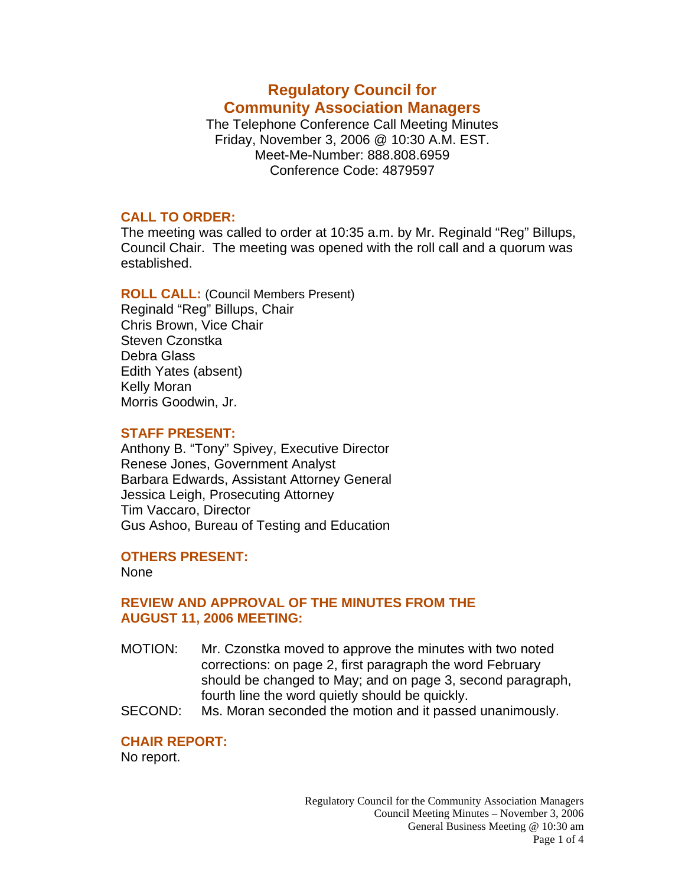# Regulatory Council for Community Association Managers

The Telephone Conference Call Meeting Minutes
Friday, November 3, 2006 @ 10:30 A.M. EST.
Meet-Me-Number: 888.808.6959
Conference Code: 4879597

## CALL TO ORDER:

The meeting was called to order at 10:35 a.m. by Mr. Reginald “Reg” Billups, Council Chair. The meeting was opened with the roll call and a quorum was established.

## ROLL CALL: (Council Members Present)

Reginald “Reg” Billups, Chair
Chris Brown, Vice Chair
Steven Czonstka
Debra Glass
Edith Yates (absent)
Kelly Moran
Morris Goodwin, Jr.

## STAFF PRESENT:

Anthony B. “Tony” Spivey, Executive Director
Renese Jones, Government Analyst
Barbara Edwards, Assistant Attorney General
Jessica Leigh, Prosecuting Attorney
Tim Vaccaro, Director
Gus Ashoo, Bureau of Testing and Education

## OTHERS PRESENT:

None

## REVIEW AND APPROVAL OF THE MINUTES FROM THE AUGUST 11, 2006 MEETING:

MOTION: Mr. Czonstka moved to approve the minutes with two noted corrections: on page 2, first paragraph the word February should be changed to May; and on page 3, second paragraph, fourth line the word quietly should be quickly.

SECOND: Ms. Moran seconded the motion and it passed unanimously.

## CHAIR REPORT:

No report.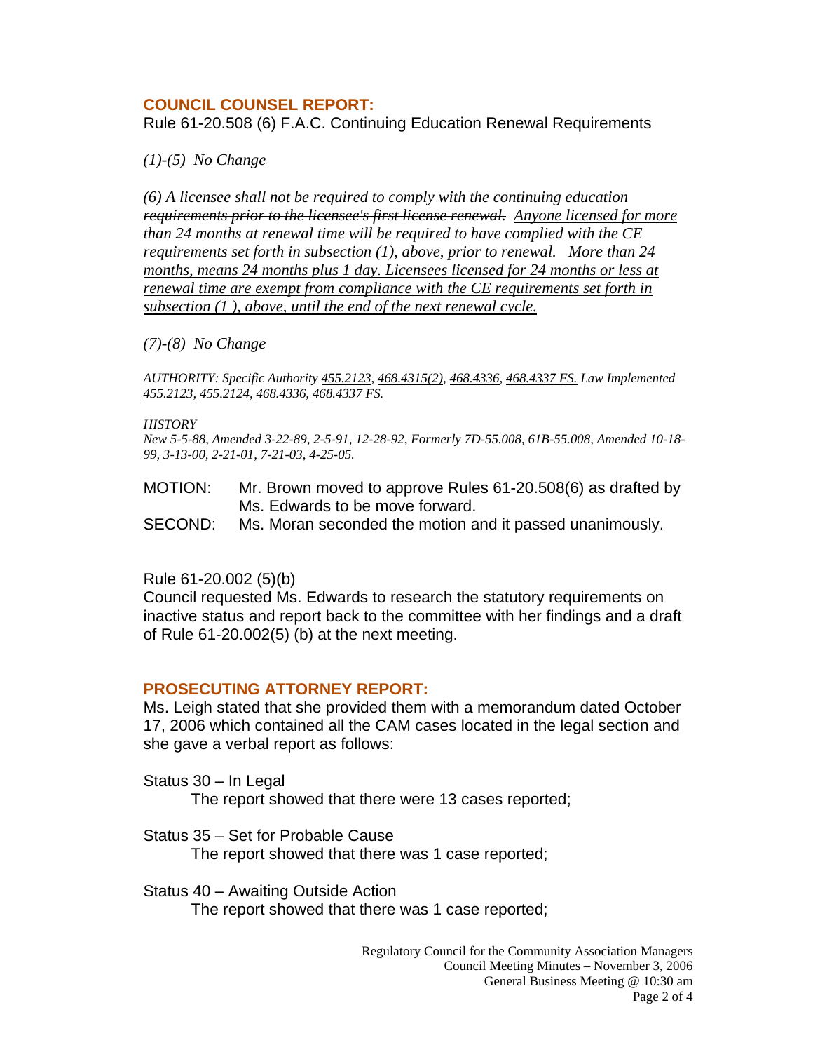## COUNCIL COUNSEL REPORT:

Rule 61-20.508 (6) F.A.C. Continuing Education Renewal Requirements

*(1)-(5) No Change*

*(6) ~~A licensee shall not be required to comply with the continuing education requirements prior to the licensee's first license renewal.~~ <u>Anyone licensed for more than 24 months at renewal time will be required to have complied with the CE requirements set forth in subsection (1), above, prior to renewal. More than 24 months, means 24 months plus 1 day. Licensees licensed for 24 months or less at renewal time are exempt from compliance with the CE requirements set forth in subsection (1 ), above, until the end of the next renewal cycle.</u>*

*(7)-(8) No Change*

*AUTHORITY: Specific Authority <u>455.2123</u>, <u>468.4315(2)</u>, <u>468.4336</u>, <u>468.4337 FS.</u> Law Implemented <u>455.2123</u>, <u>455.2124</u>, <u>468.4336</u>, <u>468.4337 FS.</u>*

*HISTORY*
*New 5-5-88, Amended 3-22-89, 2-5-91, 12-28-92, Formerly 7D-55.008, 61B-55.008, Amended 10-18-99, 3-13-00, 2-21-01, 7-21-03, 4-25-05.*

MOTION: Mr. Brown moved to approve Rules 61-20.508(6) as drafted by Ms. Edwards to be move forward.
SECOND: Ms. Moran seconded the motion and it passed unanimously.

Rule 61-20.002 (5)(b)
Council requested Ms. Edwards to research the statutory requirements on inactive status and report back to the committee with her findings and a draft of Rule 61-20.002(5) (b) at the next meeting.

## PROSECUTING ATTORNEY REPORT:

Ms. Leigh stated that she provided them with a memorandum dated October 17, 2006 which contained all the CAM cases located in the legal section and she gave a verbal report as follows:

Status 30 – In Legal
  The report showed that there were 13 cases reported;

Status 35 – Set for Probable Cause
  The report showed that there was 1 case reported;

Status 40 – Awaiting Outside Action
  The report showed that there was 1 case reported;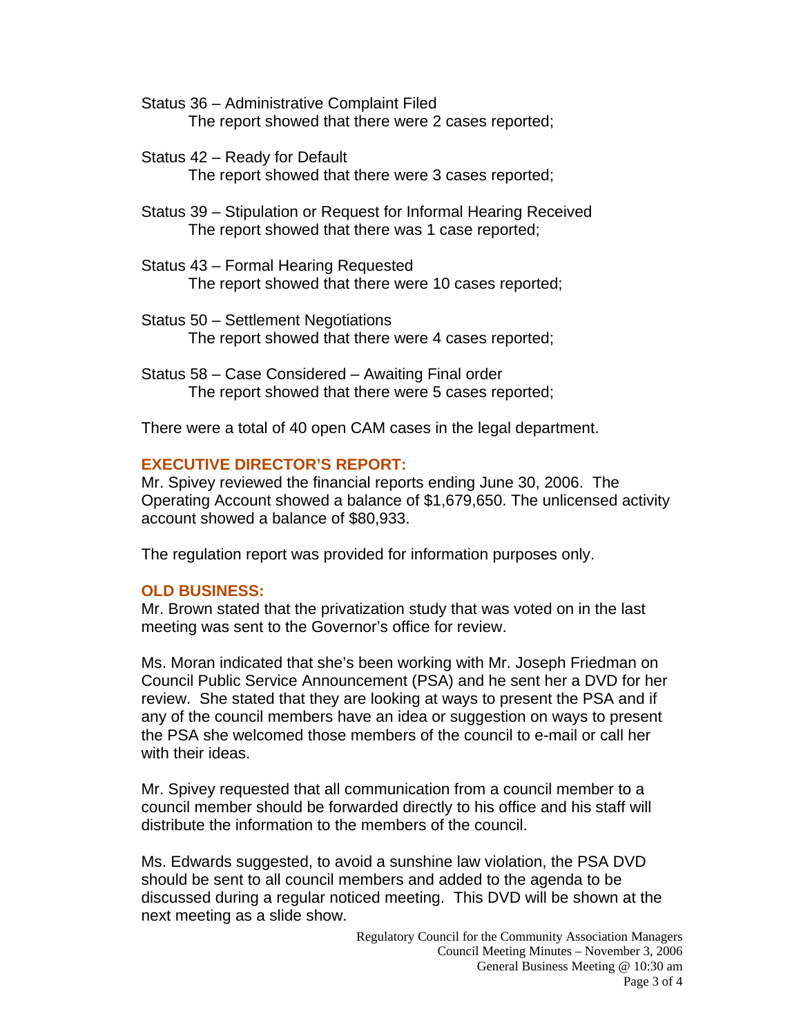Status 36 – Administrative Complaint Filed
The report showed that there were 2 cases reported;

Status 42 – Ready for Default
The report showed that there were 3 cases reported;

Status 39 – Stipulation or Request for Informal Hearing Received
The report showed that there was 1 case reported;

Status 43 – Formal Hearing Requested
The report showed that there were 10 cases reported;

Status 50 – Settlement Negotiations
The report showed that there were 4 cases reported;

Status 58 – Case Considered – Awaiting Final order
The report showed that there were 5 cases reported;

There were a total of 40 open CAM cases in the legal department.

**EXECUTIVE DIRECTOR'S REPORT:**

Mr. Spivey reviewed the financial reports ending June 30, 2006. The Operating Account showed a balance of $1,679,650. The unlicensed activity account showed a balance of $80,933.

The regulation report was provided for information purposes only.

**OLD BUSINESS:**

Mr. Brown stated that the privatization study that was voted on in the last meeting was sent to the Governor's office for review.

Ms. Moran indicated that she's been working with Mr. Joseph Friedman on Council Public Service Announcement (PSA) and he sent her a DVD for her review. She stated that they are looking at ways to present the PSA and if any of the council members have an idea or suggestion on ways to present the PSA she welcomed those members of the council to e-mail or call her with their ideas.

Mr. Spivey requested that all communication from a council member to a council member should be forwarded directly to his office and his staff will distribute the information to the members of the council.

Ms. Edwards suggested, to avoid a sunshine law violation, the PSA DVD should be sent to all council members and added to the agenda to be discussed during a regular noticed meeting. This DVD will be shown at the next meeting as a slide show.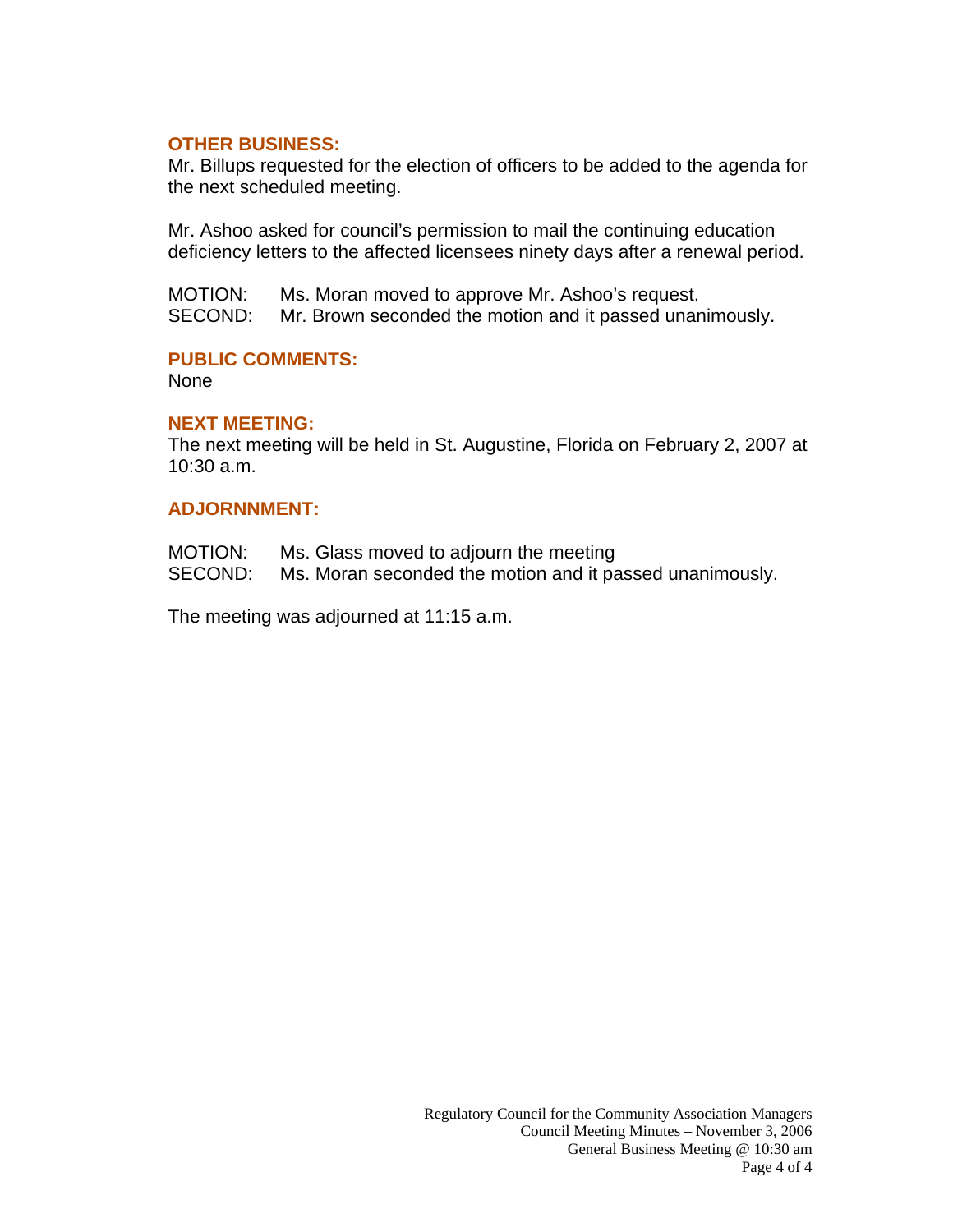## OTHER BUSINESS:

Mr. Billups requested for the election of officers to be added to the agenda for the next scheduled meeting.

Mr. Ashoo asked for council's permission to mail the continuing education deficiency letters to the affected licensees ninety days after a renewal period.

MOTION: Ms. Moran moved to approve Mr. Ashoo's request.
SECOND: Mr. Brown seconded the motion and it passed unanimously.

## PUBLIC COMMENTS:

None

## NEXT MEETING:

The next meeting will be held in St. Augustine, Florida on February 2, 2007 at 10:30 a.m.

## ADJORNNMENT:

MOTION: Ms. Glass moved to adjourn the meeting
SECOND: Ms. Moran seconded the motion and it passed unanimously.

The meeting was adjourned at 11:15 a.m.